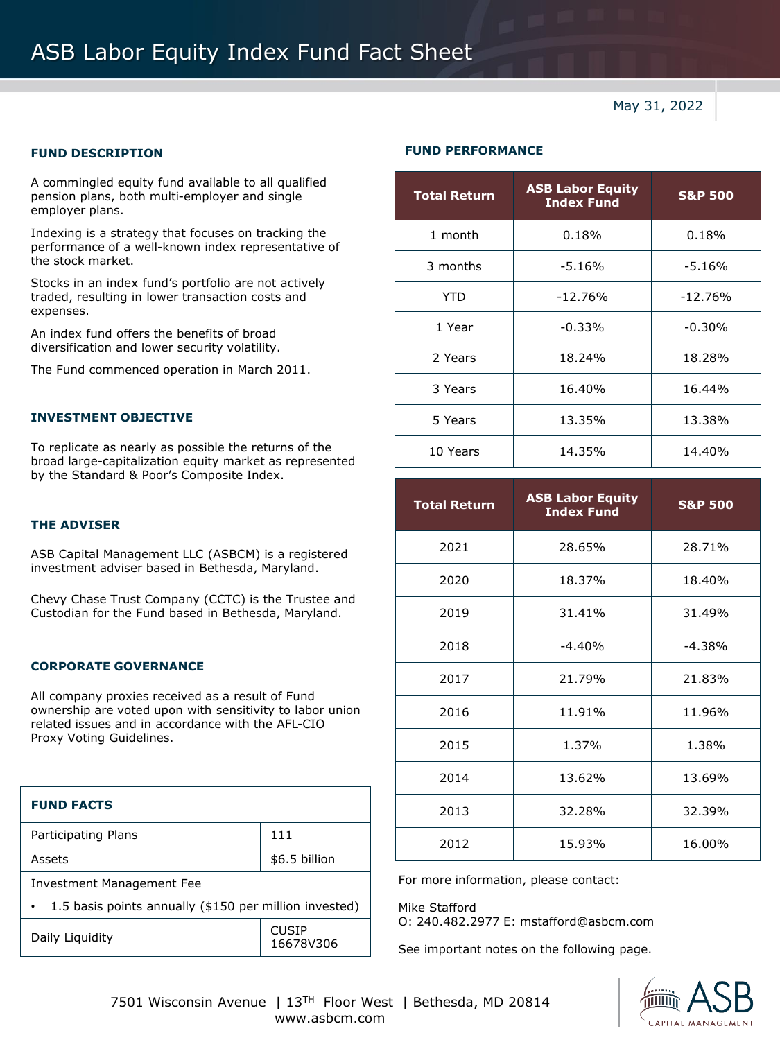# ASB Labor Equity Index Fund Fact Sheet

May 31, 2022

## FUND DESCRIPTION

A commingled equity fund available to all qualified pension plans, both multi-employer and single employer plans.

Indexing is a strategy that focuses on tracking the performance of a well-known index representative of the stock market.

Stocks in an index fund's portfolio are not actively traded, resulting in lower transaction costs and expenses.

An index fund offers the benefits of broad diversification and lower security volatility.

The Fund commenced operation in March 2011.

## INVESTMENT OBJECTIVE

To replicate as nearly as possible the returns of the broad large-capitalization equity market as represented by the Standard & Poor's Composite Index.

## THE ADVISER

ASB Capital Management LLC (ASBCM) is a registered investment adviser based in Bethesda, Maryland.

Chevy Chase Trust Company (CCTC) is the Trustee and Custodian for the Fund based in Bethesda, Maryland.

## CORPORATE GOVERNANCE

All company proxies received as a result of Fund ownership are voted upon with sensitivity to labor union related issues and in accordance with the AFL-CIO Proxy Voting Guidelines.

| FUND FACTS | |
|---|---|
| Participating Plans | 111 |
| Assets | $6.5 billion |
| Investment Management Fee<br>• 1.5 basis points annually ($150 per million invested) | |
| Daily Liquidity | CUSIP 16678V306 |

## FUND PERFORMANCE

| Total Return | ASB Labor Equity Index Fund | S&P 500 |
|---|---|---|
| 1 month | 0.18% | 0.18% |
| 3 months | -5.16% | -5.16% |
| YTD | -12.76% | -12.76% |
| 1 Year | -0.33% | -0.30% |
| 2 Years | 18.24% | 18.28% |
| 3 Years | 16.40% | 16.44% |
| 5 Years | 13.35% | 13.38% |
| 10 Years | 14.35% | 14.40% |

| Total Return | ASB Labor Equity Index Fund | S&P 500 |
|---|---|---|
| 2021 | 28.65% | 28.71% |
| 2020 | 18.37% | 18.40% |
| 2019 | 31.41% | 31.49% |
| 2018 | -4.40% | -4.38% |
| 2017 | 21.79% | 21.83% |
| 2016 | 11.91% | 11.96% |
| 2015 | 1.37% | 1.38% |
| 2014 | 13.62% | 13.69% |
| 2013 | 32.28% | 32.39% |
| 2012 | 15.93% | 16.00% |

For more information, please contact:

Mike Stafford
O: 240.482.2977 E: mstafford@asbcm.com

See important notes on the following page.

7501 Wisconsin Avenue | 13TH Floor West | Bethesda, MD 20814
www.asbcm.com

ASB CAPITAL MANAGEMENT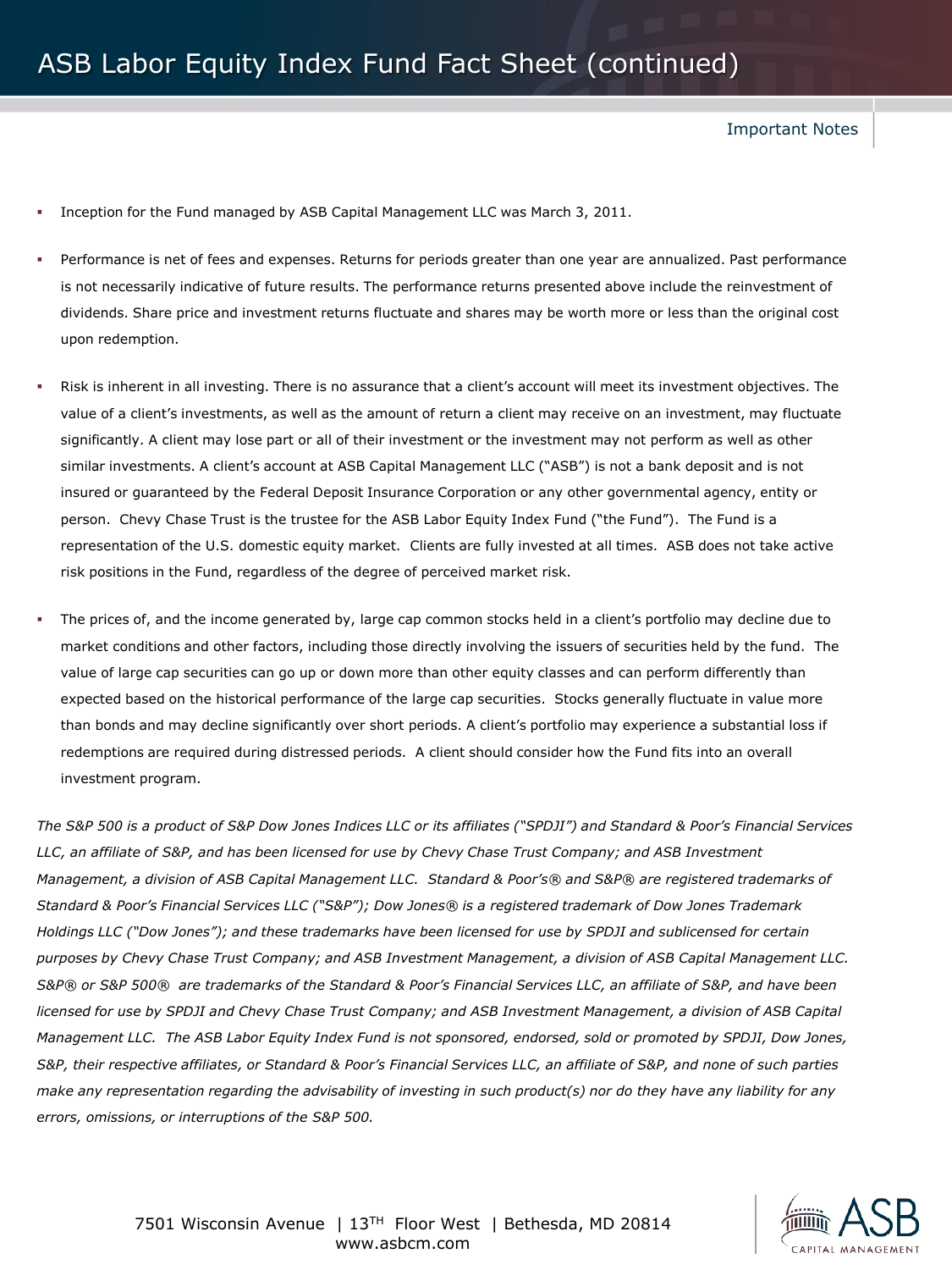# ASB Labor Equity Index Fund Fact Sheet (continued)

Important Notes

- Inception for the Fund managed by ASB Capital Management LLC was March 3, 2011.
- Performance is net of fees and expenses. Returns for periods greater than one year are annualized. Past performance is not necessarily indicative of future results. The performance returns presented above include the reinvestment of dividends. Share price and investment returns fluctuate and shares may be worth more or less than the original cost upon redemption.
- Risk is inherent in all investing. There is no assurance that a client's account will meet its investment objectives. The value of a client's investments, as well as the amount of return a client may receive on an investment, may fluctuate significantly. A client may lose part or all of their investment or the investment may not perform as well as other similar investments. A client's account at ASB Capital Management LLC ("ASB") is not a bank deposit and is not insured or guaranteed by the Federal Deposit Insurance Corporation or any other governmental agency, entity or person. Chevy Chase Trust is the trustee for the ASB Labor Equity Index Fund ("the Fund"). The Fund is a representation of the U.S. domestic equity market. Clients are fully invested at all times. ASB does not take active risk positions in the Fund, regardless of the degree of perceived market risk.
- The prices of, and the income generated by, large cap common stocks held in a client's portfolio may decline due to market conditions and other factors, including those directly involving the issuers of securities held by the fund. The value of large cap securities can go up or down more than other equity classes and can perform differently than expected based on the historical performance of the large cap securities. Stocks generally fluctuate in value more than bonds and may decline significantly over short periods. A client's portfolio may experience a substantial loss if redemptions are required during distressed periods. A client should consider how the Fund fits into an overall investment program.

*The S&P 500 is a product of S&P Dow Jones Indices LLC or its affiliates ("SPDJI") and Standard & Poor's Financial Services LLC, an affiliate of S&P, and has been licensed for use by Chevy Chase Trust Company; and ASB Investment Management, a division of ASB Capital Management LLC. Standard & Poor's® and S&P® are registered trademarks of Standard & Poor's Financial Services LLC ("S&P"); Dow Jones® is a registered trademark of Dow Jones Trademark Holdings LLC ("Dow Jones"); and these trademarks have been licensed for use by SPDJI and sublicensed for certain purposes by Chevy Chase Trust Company; and ASB Investment Management, a division of ASB Capital Management LLC. S&P® or S&P 500® are trademarks of the Standard & Poor's Financial Services LLC, an affiliate of S&P, and have been licensed for use by SPDJI and Chevy Chase Trust Company; and ASB Investment Management, a division of ASB Capital Management LLC. The ASB Labor Equity Index Fund is not sponsored, endorsed, sold or promoted by SPDJI, Dow Jones, S&P, their respective affiliates, or Standard & Poor's Financial Services LLC, an affiliate of S&P, and none of such parties make any representation regarding the advisability of investing in such product(s) nor do they have any liability for any errors, omissions, or interruptions of the S&P 500.*

7501 Wisconsin Avenue | 13TH Floor West | Bethesda, MD 20814
www.asbcm.com

ASB CAPITAL MANAGEMENT